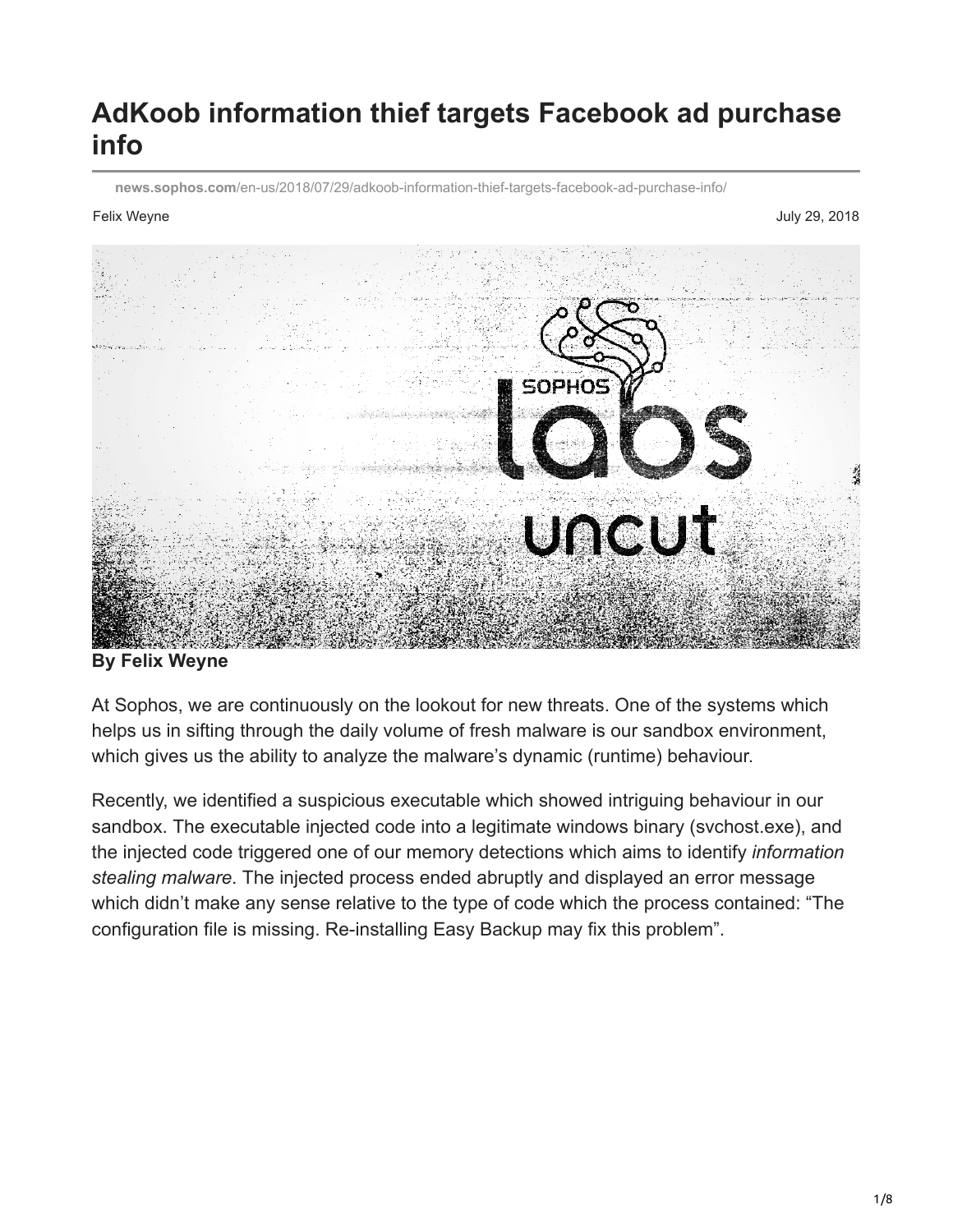# AdKoob information thief targets Facebook ad purchase info

news.sophos.com/en-us/2018/07/29/adkoob-information-thief-targets-facebook-ad-purchase-info/

Felix Weyne

July 29, 2018

**By Felix Weyne**

At Sophos, we are continuously on the lookout for new threats. One of the systems which helps us in sifting through the daily volume of fresh malware is our sandbox environment, which gives us the ability to analyze the malware's dynamic (runtime) behaviour.

Recently, we identified a suspicious executable which showed intriguing behaviour in our sandbox. The executable injected code into a legitimate windows binary (svchost.exe), and the injected code triggered one of our memory detections which aims to identify *information stealing malware*. The injected process ended abruptly and displayed an error message which didn't make any sense relative to the type of code which the process contained: "The configuration file is missing. Re-installing Easy Backup may fix this problem".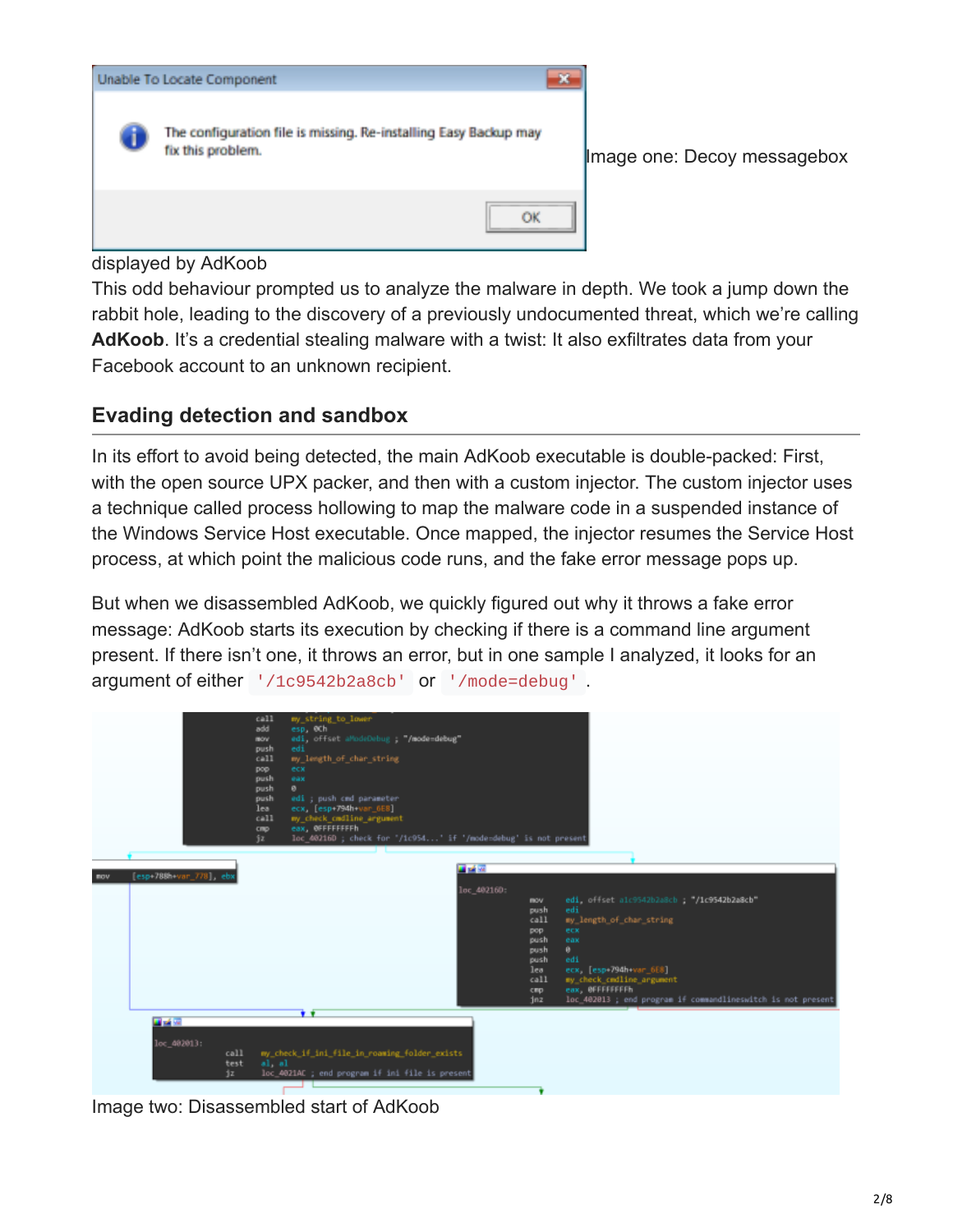Image one: Decoy messagebox displayed by AdKoob

This odd behaviour prompted us to analyze the malware in depth. We took a jump down the rabbit hole, leading to the discovery of a previously undocumented threat, which we're calling **AdKoob**. It's a credential stealing malware with a twist: It also exfiltrates data from your Facebook account to an unknown recipient.

## Evading detection and sandbox

In its effort to avoid being detected, the main AdKoob executable is double-packed: First, with the open source UPX packer, and then with a custom injector. The custom injector uses a technique called process hollowing to map the malware code in a suspended instance of the Windows Service Host executable. Once mapped, the injector resumes the Service Host process, at which point the malicious code runs, and the fake error message pops up.

But when we disassembled AdKoob, we quickly figured out why it throws a fake error message: AdKoob starts its execution by checking if there is a command line argument present. If there isn't one, it throws an error, but in one sample I analyzed, it looks for an argument of either `'/1c9542b2a8cb'` or `'/mode=debug'`.

Image two: Disassembled start of AdKoob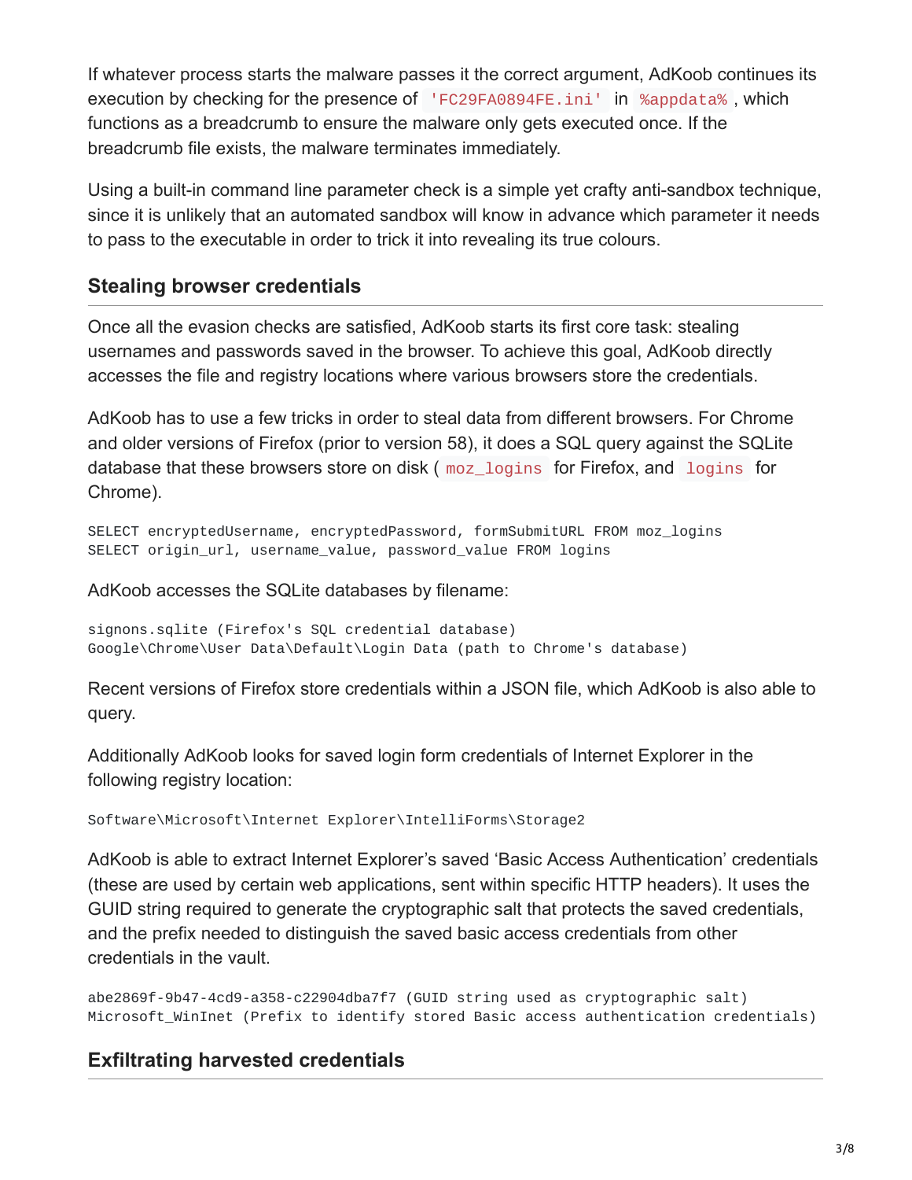If whatever process starts the malware passes it the correct argument, AdKoob continues its execution by checking for the presence of `'FC29FA0894FE.ini'` in `%appdata%`, which functions as a breadcrumb to ensure the malware only gets executed once. If the breadcrumb file exists, the malware terminates immediately.

Using a built-in command line parameter check is a simple yet crafty anti-sandbox technique, since it is unlikely that an automated sandbox will know in advance which parameter it needs to pass to the executable in order to trick it into revealing its true colours.

## Stealing browser credentials

Once all the evasion checks are satisfied, AdKoob starts its first core task: stealing usernames and passwords saved in the browser. To achieve this goal, AdKoob directly accesses the file and registry locations where various browsers store the credentials.

AdKoob has to use a few tricks in order to steal data from different browsers. For Chrome and older versions of Firefox (prior to version 58), it does a SQL query against the SQLite database that these browsers store on disk (`moz_logins` for Firefox, and `logins` for Chrome).

```
SELECT encryptedUsername, encryptedPassword, formSubmitURL FROM moz_logins
SELECT origin_url, username_value, password_value FROM logins
```

AdKoob accesses the SQLite databases by filename:

```
signons.sqlite (Firefox's SQL credential database)
Google\Chrome\User Data\Default\Login Data (path to Chrome's database)
```

Recent versions of Firefox store credentials within a JSON file, which AdKoob is also able to query.

Additionally AdKoob looks for saved login form credentials of Internet Explorer in the following registry location:

```
Software\Microsoft\Internet Explorer\IntelliForms\Storage2
```

AdKoob is able to extract Internet Explorer's saved 'Basic Access Authentication' credentials (these are used by certain web applications, sent within specific HTTP headers). It uses the GUID string required to generate the cryptographic salt that protects the saved credentials, and the prefix needed to distinguish the saved basic access credentials from other credentials in the vault.

```
abe2869f-9b47-4cd9-a358-c22904dba7f7 (GUID string used as cryptographic salt)
Microsoft_WinInet (Prefix to identify stored Basic access authentication credentials)
```

## Exfiltrating harvested credentials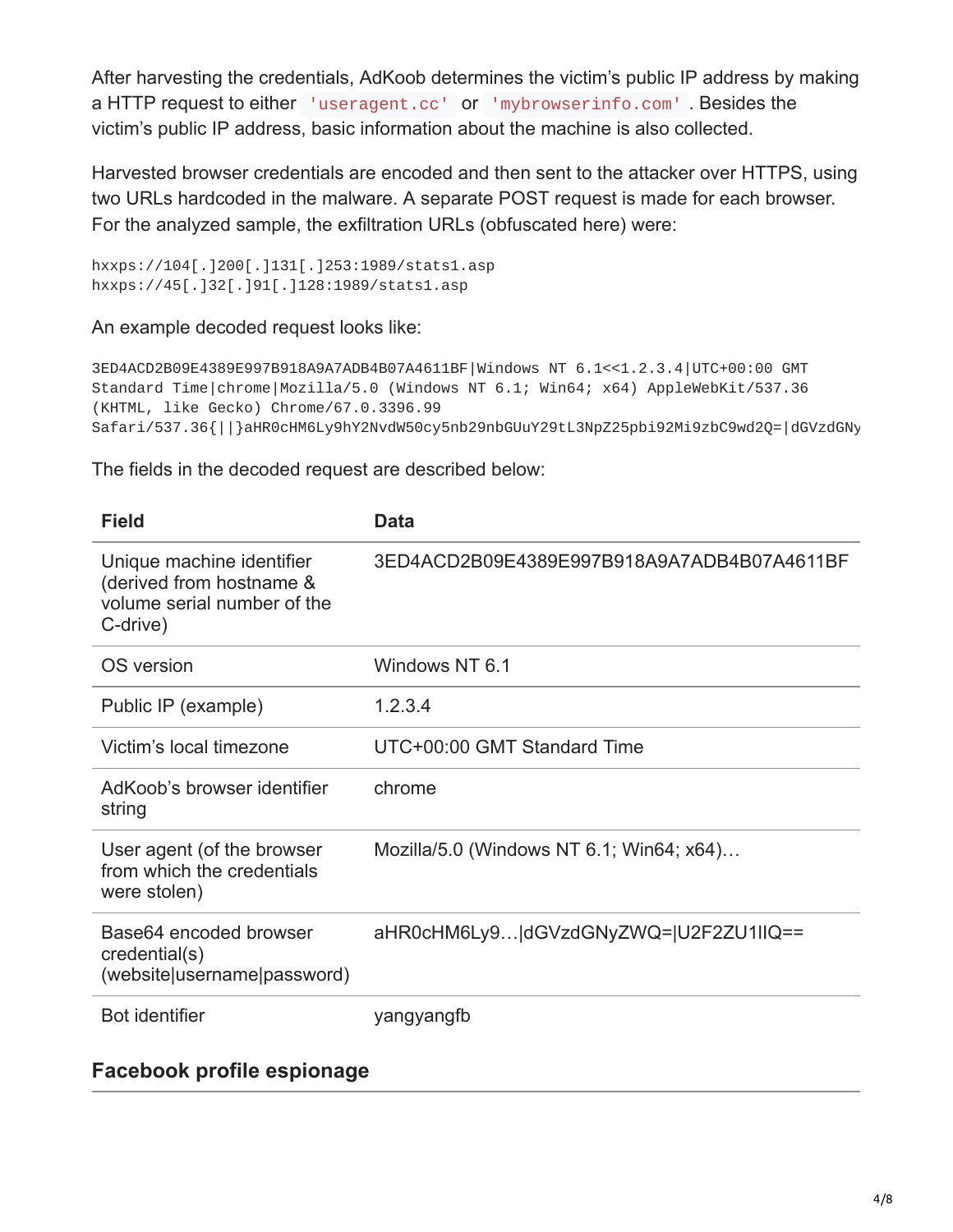After harvesting the credentials, AdKoob determines the victim's public IP address by making a HTTP request to either `'useragent.cc'` or `'mybrowserinfo.com'`. Besides the victim's public IP address, basic information about the machine is also collected.

Harvested browser credentials are encoded and then sent to the attacker over HTTPS, using two URLs hardcoded in the malware. A separate POST request is made for each browser. For the analyzed sample, the exfiltration URLs (obfuscated here) were:

```
hxxps://104[.]200[.]131[.]253:1989/stats1.asp
hxxps://45[.]32[.]91[.]128:1989/stats1.asp
```

An example decoded request looks like:

```
3ED4ACD2B09E4389E997B918A9A7ADB4B07A4611BF|Windows NT 6.1<<1.2.3.4|UTC+00:00 GMT
Standard Time|chrome|Mozilla/5.0 (Windows NT 6.1; Win64; x64) AppleWebKit/537.36
(KHTML, like Gecko) Chrome/67.0.3396.99
Safari/537.36{||}aHR0cHM6Ly9hY2NvdW50cy5nb29nbGUuY29tL3NpZ25pbi92Mi9zbC9wd2Q=|dGVzdGNy
```

The fields in the decoded request are described below:

| Field | Data |
| --- | --- |
| Unique machine identifier (derived from hostname & volume serial number of the C-drive) | 3ED4ACD2B09E4389E997B918A9A7ADB4B07A4611BF |
| OS version | Windows NT 6.1 |
| Public IP (example) | 1.2.3.4 |
| Victim's local timezone | UTC+00:00 GMT Standard Time |
| AdKoob's browser identifier string | chrome |
| User agent (of the browser from which the credentials were stolen) | Mozilla/5.0 (Windows NT 6.1; Win64; x64)… |
| Base64 encoded browser credential(s) (website\|username\|password) | aHR0cHM6Ly9…\|dGVzdGNyZWQ=\|U2F2ZU1IIQ== |
| Bot identifier | yangyangfb |

## Facebook profile espionage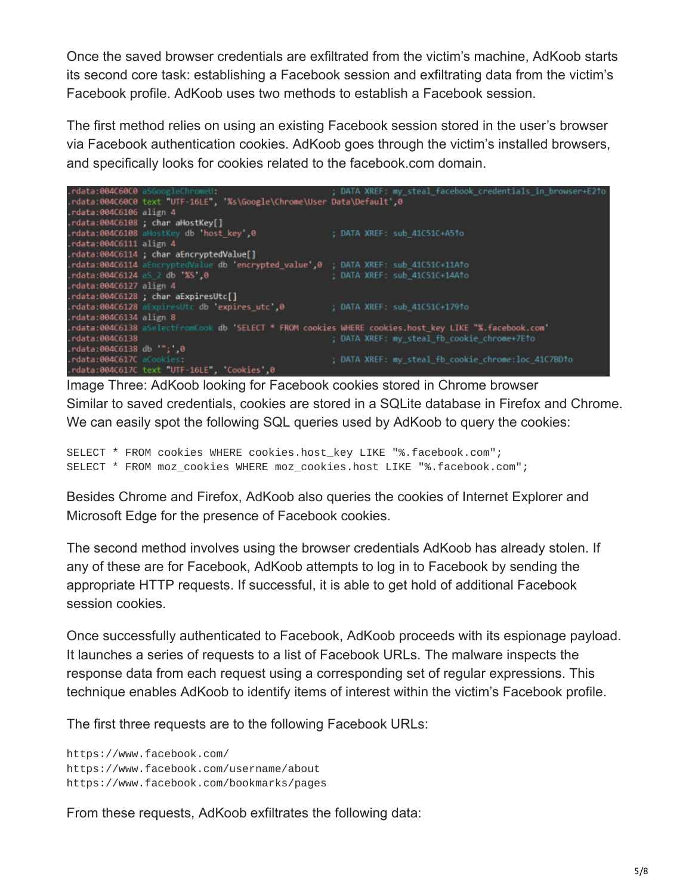Once the saved browser credentials are exfiltrated from the victim's machine, AdKoob starts its second core task: establishing a Facebook session and exfiltrating data from the victim's Facebook profile. AdKoob uses two methods to establish a Facebook session.

The first method relies on using an existing Facebook session stored in the user's browser via Facebook authentication cookies. AdKoob goes through the victim's installed browsers, and specifically looks for cookies related to the facebook.com domain.

```
.rdata:004C60C0 aSGoogleChromeU:                        ; DATA XREF: my_steal_facebook_credentials_in_browser+E2↑o
.rdata:004C60C0 text "UTF-16LE", '%s\Google\Chrome\User Data\Default',0
.rdata:004C6106 align 4
.rdata:004C6108 ; char aHostKey[]
.rdata:004C6108 aHostKey db 'host_key',0                ; DATA XREF: sub_41C51C+A5↑o
.rdata:004C6111 align 4
.rdata:004C6114 ; char aEncryptedValue[]
.rdata:004C6114 aEncryptedValue db 'encrypted_value',0  ; DATA XREF: sub_41C51C+11A↑o
.rdata:004C6124 aS_2 db '%S',0                          ; DATA XREF: sub_41C51C+14A↑o
.rdata:004C6127 align 4
.rdata:004C6128 ; char aExpiresUtc[]
.rdata:004C6128 aExpiresUtc db 'expires_utc',0          ; DATA XREF: sub_41C51C+179↑o
.rdata:004C6134 align 8
.rdata:004C6138 aSelectFromCook db 'SELECT * FROM cookies WHERE cookies.host_key LIKE "%.facebook.com'
.rdata:004C6138                                         ; DATA XREF: my_steal_fb_cookie_chrome+7E↑o
.rdata:004C6138 db '"',';',0
.rdata:004C617C aCookies:                               ; DATA XREF: my_steal_fb_cookie_chrome:loc_41C7BD↑o
.rdata:004C617C text "UTF-16LE", 'Cookies',0
```

Image Three: AdKoob looking for Facebook cookies stored in Chrome browser

Similar to saved credentials, cookies are stored in a SQLite database in Firefox and Chrome. We can easily spot the following SQL queries used by AdKoob to query the cookies:

```
SELECT * FROM cookies WHERE cookies.host_key LIKE "%.facebook.com";
SELECT * FROM moz_cookies WHERE moz_cookies.host LIKE "%.facebook.com";
```

Besides Chrome and Firefox, AdKoob also queries the cookies of Internet Explorer and Microsoft Edge for the presence of Facebook cookies.

The second method involves using the browser credentials AdKoob has already stolen. If any of these are for Facebook, AdKoob attempts to log in to Facebook by sending the appropriate HTTP requests. If successful, it is able to get hold of additional Facebook session cookies.

Once successfully authenticated to Facebook, AdKoob proceeds with its espionage payload. It launches a series of requests to a list of Facebook URLs. The malware inspects the response data from each request using a corresponding set of regular expressions. This technique enables AdKoob to identify items of interest within the victim's Facebook profile.

The first three requests are to the following Facebook URLs:

```
https://www.facebook.com/
https://www.facebook.com/username/about
https://www.facebook.com/bookmarks/pages
```

From these requests, AdKoob exfiltrates the following data: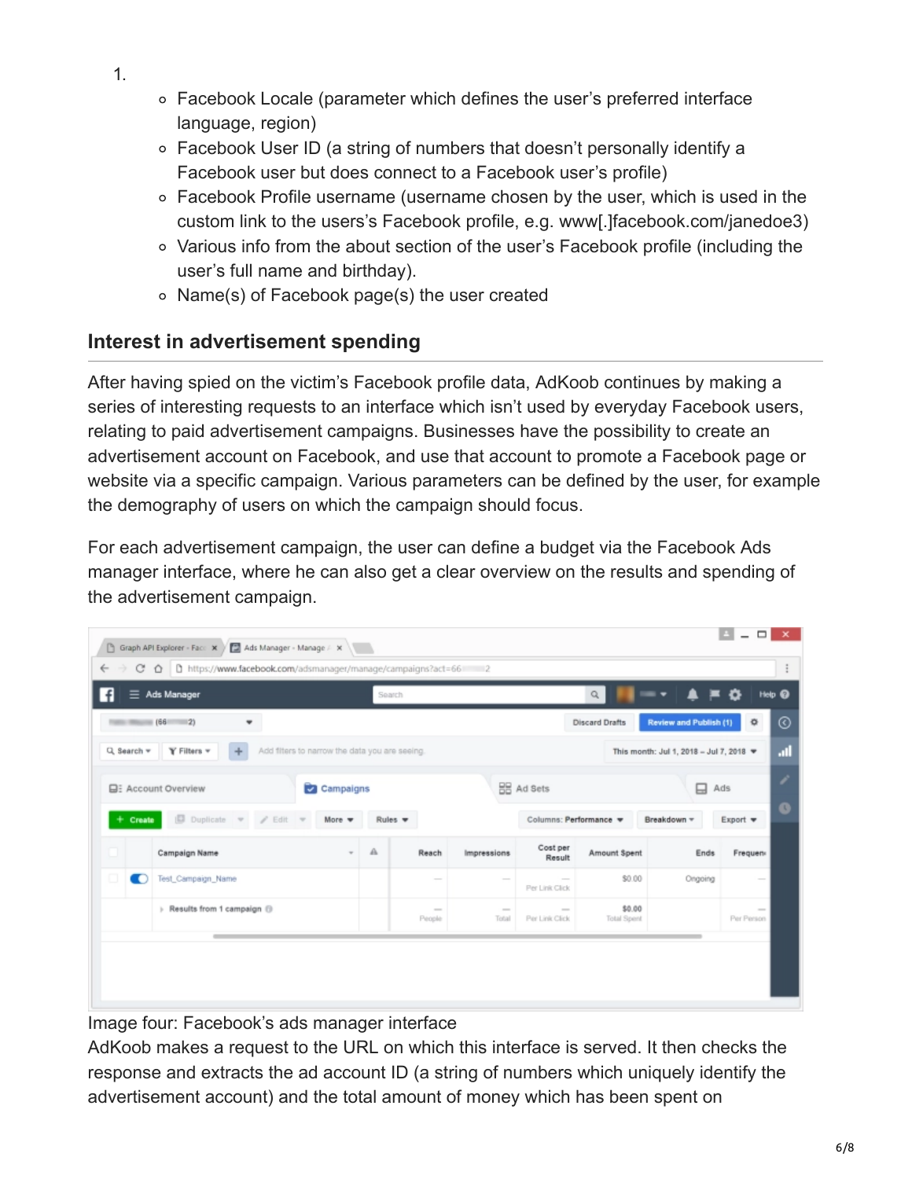1.
    - Facebook Locale (parameter which defines the user's preferred interface language, region)
    - Facebook User ID (a string of numbers that doesn't personally identify a Facebook user but does connect to a Facebook user's profile)
    - Facebook Profile username (username chosen by the user, which is used in the custom link to the users's Facebook profile, e.g. www[.]facebook.com/janedoe3)
    - Various info from the about section of the user's Facebook profile (including the user's full name and birthday).
    - Name(s) of Facebook page(s) the user created

## Interest in advertisement spending

After having spied on the victim's Facebook profile data, AdKoob continues by making a series of interesting requests to an interface which isn't used by everyday Facebook users, relating to paid advertisement campaigns. Businesses have the possibility to create an advertisement account on Facebook, and use that account to promote a Facebook page or website via a specific campaign. Various parameters can be defined by the user, for example the demography of users on which the campaign should focus.

For each advertisement campaign, the user can define a budget via the Facebook Ads manager interface, where he can also get a clear overview on the results and spending of the advertisement campaign.

Image four: Facebook's ads manager interface

AdKoob makes a request to the URL on which this interface is served. It then checks the response and extracts the ad account ID (a string of numbers which uniquely identify the advertisement account) and the total amount of money which has been spent on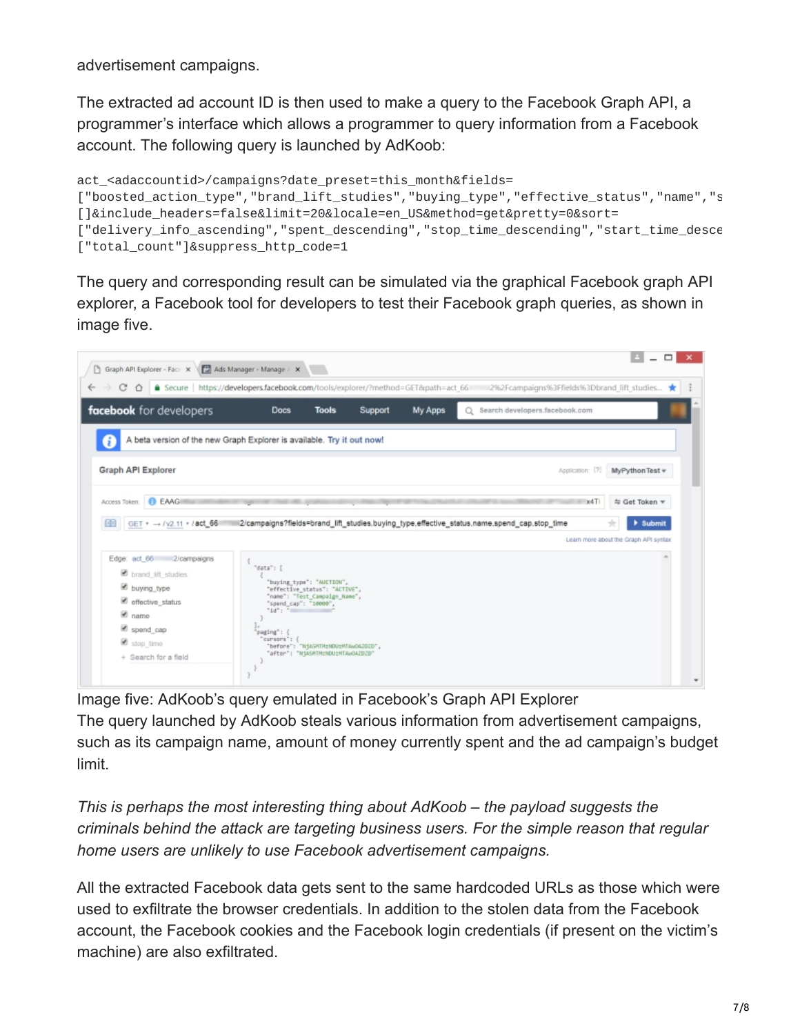advertisement campaigns.

The extracted ad account ID is then used to make a query to the Facebook Graph API, a programmer's interface which allows a programmer to query information from a Facebook account. The following query is launched by AdKoob:

```
act_<adaccountid>/campaigns?date_preset=this_month&fields=
["boosted_action_type","brand_lift_studies","buying_type","effective_status","name","s
[]&include_headers=false&limit=20&locale=en_US&method=get&pretty=0&sort=
["delivery_info_ascending","spent_descending","stop_time_descending","start_time_desce
["total_count"]&suppress_http_code=1
```

The query and corresponding result can be simulated via the graphical Facebook graph API explorer, a Facebook tool for developers to test their Facebook graph queries, as shown in image five.

Image five: AdKoob's query emulated in Facebook's Graph API Explorer

The query launched by AdKoob steals various information from advertisement campaigns, such as its campaign name, amount of money currently spent and the ad campaign's budget limit.

*This is perhaps the most interesting thing about AdKoob – the payload suggests the criminals behind the attack are targeting business users. For the simple reason that regular home users are unlikely to use Facebook advertisement campaigns.*

All the extracted Facebook data gets sent to the same hardcoded URLs as those which were used to exfiltrate the browser credentials. In addition to the stolen data from the Facebook account, the Facebook cookies and the Facebook login credentials (if present on the victim's machine) are also exfiltrated.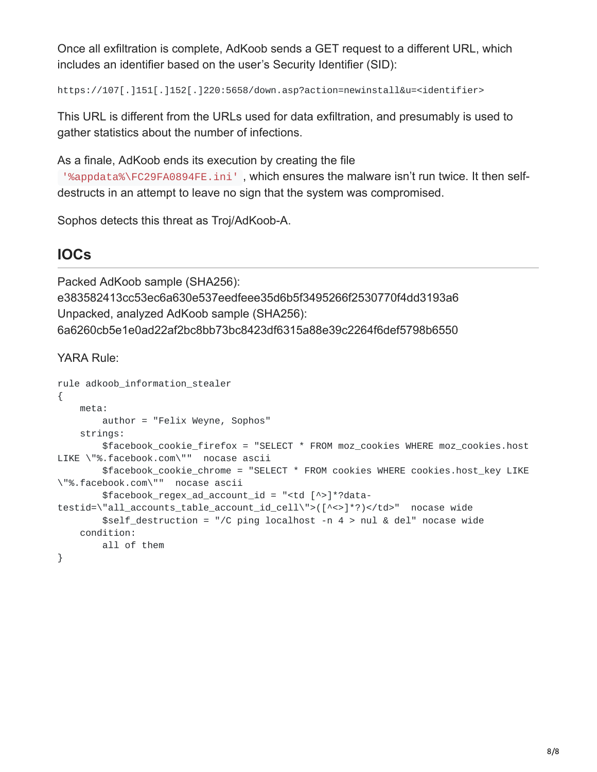Once all exfiltration is complete, AdKoob sends a GET request to a different URL, which includes an identifier based on the user's Security Identifier (SID):

```
https://107[.]151[.]152[.]220:5658/down.asp?action=newinstall&u=<identifier>
```

This URL is different from the URLs used for data exfiltration, and presumably is used to gather statistics about the number of infections.

As a finale, AdKoob ends its execution by creating the file `'%appdata%\FC29FA0894FE.ini'`, which ensures the malware isn't run twice. It then self-destructs in an attempt to leave no sign that the system was compromised.

Sophos detects this threat as Troj/AdKoob-A.

## IOCs

Packed AdKoob sample (SHA256):
e383582413cc53ec6a630e537eedfeee35d6b5f3495266f2530770f4dd3193a6
Unpacked, analyzed AdKoob sample (SHA256):
6a6260cb5e1e0ad22af2bc8bb73bc8423df6315a88e39c2264f6def5798b6550

YARA Rule:

```
rule adkoob_information_stealer
{
    meta:
        author = "Felix Weyne, Sophos"
    strings:
        $facebook_cookie_firefox = "SELECT * FROM moz_cookies WHERE moz_cookies.host LIKE \"%.facebook.com\""  nocase ascii
        $facebook_cookie_chrome = "SELECT * FROM cookies WHERE cookies.host_key LIKE \"%.facebook.com\""  nocase ascii
        $facebook_regex_ad_account_id = "<td [^>]*?data-testid=\"all_accounts_table_account_id_cell\">([^<>]*?)</td>"  nocase wide
        $self_destruction = "/C ping localhost -n 4 > nul & del" nocase wide
    condition:
        all of them
}
```